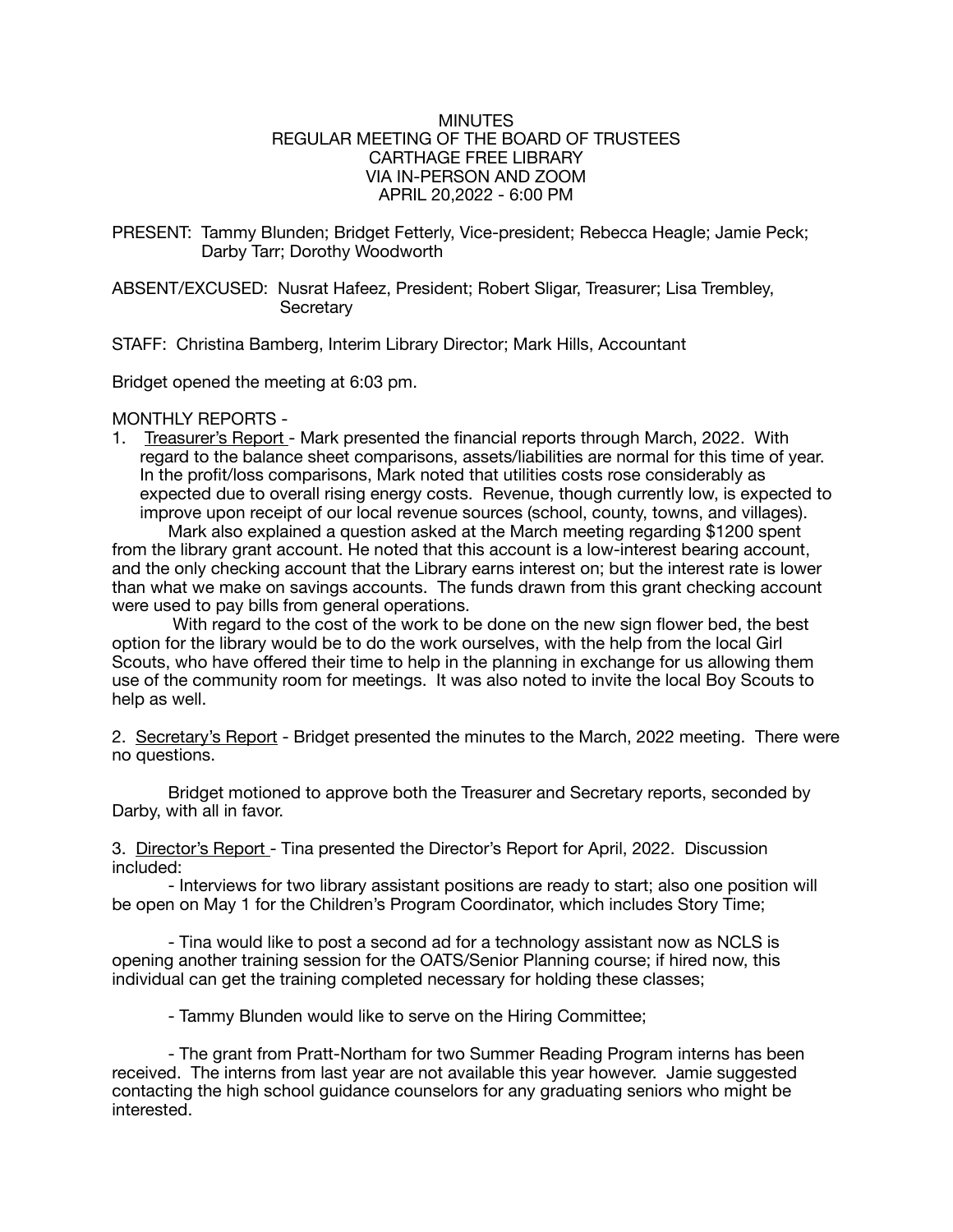# MINUTES
## REGULAR MEETING OF THE BOARD OF TRUSTEES
## CARTHAGE FREE LIBRARY
## VIA IN-PERSON AND ZOOM
## APRIL 20,2022 - 6:00 PM

PRESENT: Tammy Blunden; Bridget Fetterly, Vice-president; Rebecca Heagle; Jamie Peck; Darby Tarr; Dorothy Woodworth

ABSENT/EXCUSED: Nusrat Hafeez, President; Robert Sligar, Treasurer; Lisa Trembley, Secretary

STAFF: Christina Bamberg, Interim Library Director; Mark Hills, Accountant

Bridget opened the meeting at 6:03 pm.

MONTHLY REPORTS -

1. Treasurer's Report - Mark presented the financial reports through March, 2022. With regard to the balance sheet comparisons, assets/liabilities are normal for this time of year. In the profit/loss comparisons, Mark noted that utilities costs rose considerably as expected due to overall rising energy costs. Revenue, though currently low, is expected to improve upon receipt of our local revenue sources (school, county, towns, and villages).

   Mark also explained a question asked at the March meeting regarding $1200 spent from the library grant account. He noted that this account is a low-interest bearing account, and the only checking account that the Library earns interest on; but the interest rate is lower than what we make on savings accounts. The funds drawn from this grant checking account were used to pay bills from general operations.

   With regard to the cost of the work to be done on the new sign flower bed, the best option for the library would be to do the work ourselves, with the help from the local Girl Scouts, who have offered their time to help in the planning in exchange for us allowing them use of the community room for meetings. It was also noted to invite the local Boy Scouts to help as well.

2. Secretary's Report - Bridget presented the minutes to the March, 2022 meeting. There were no questions.

   Bridget motioned to approve both the Treasurer and Secretary reports, seconded by Darby, with all in favor.

3. Director's Report - Tina presented the Director's Report for April, 2022. Discussion included:

   - Interviews for two library assistant positions are ready to start; also one position will be open on May 1 for the Children's Program Coordinator, which includes Story Time;

   - Tina would like to post a second ad for a technology assistant now as NCLS is opening another training session for the OATS/Senior Planning course; if hired now, this individual can get the training completed necessary for holding these classes;

   - Tammy Blunden would like to serve on the Hiring Committee;

   - The grant from Pratt-Northam for two Summer Reading Program interns has been received. The interns from last year are not available this year however. Jamie suggested contacting the high school guidance counselors for any graduating seniors who might be interested.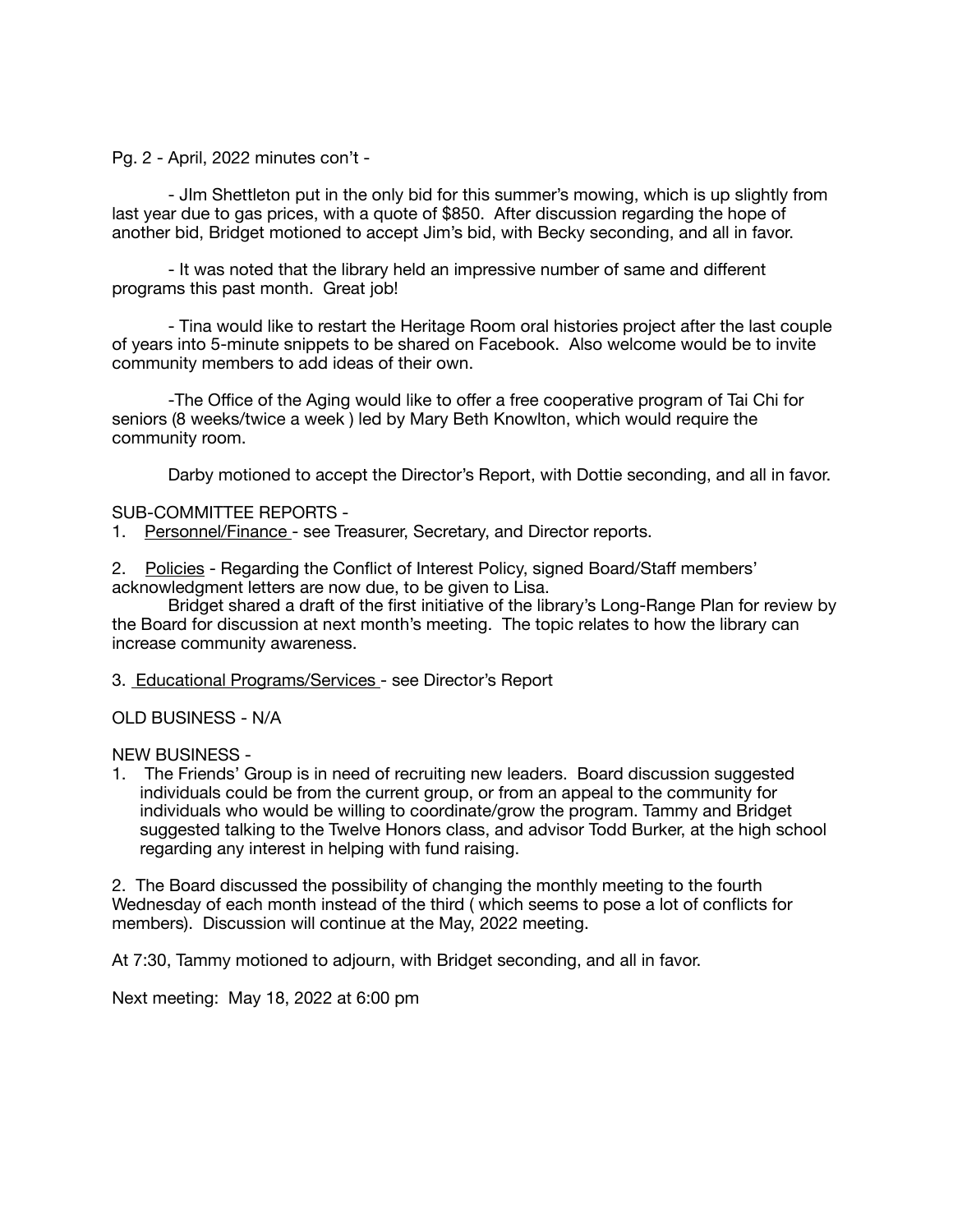Pg. 2 - April, 2022 minutes con't -

- JIm Shettleton put in the only bid for this summer's mowing, which is up slightly from last year due to gas prices, with a quote of $850. After discussion regarding the hope of another bid, Bridget motioned to accept Jim's bid, with Becky seconding, and all in favor.

- It was noted that the library held an impressive number of same and different programs this past month. Great job!

- Tina would like to restart the Heritage Room oral histories project after the last couple of years into 5-minute snippets to be shared on Facebook. Also welcome would be to invite community members to add ideas of their own.

-The Office of the Aging would like to offer a free cooperative program of Tai Chi for seniors (8 weeks/twice a week ) led by Mary Beth Knowlton, which would require the community room.

Darby motioned to accept the Director's Report, with Dottie seconding, and all in favor.

SUB-COMMITTEE REPORTS -

1. Personnel/Finance - see Treasurer, Secretary, and Director reports.

2. Policies - Regarding the Conflict of Interest Policy, signed Board/Staff members' acknowledgment letters are now due, to be given to Lisa.

   Bridget shared a draft of the first initiative of the library's Long-Range Plan for review by the Board for discussion at next month's meeting. The topic relates to how the library can increase community awareness.

3. Educational Programs/Services - see Director's Report

OLD BUSINESS - N/A

NEW BUSINESS -

1. The Friends' Group is in need of recruiting new leaders. Board discussion suggested individuals could be from the current group, or from an appeal to the community for individuals who would be willing to coordinate/grow the program. Tammy and Bridget suggested talking to the Twelve Honors class, and advisor Todd Burker, at the high school regarding any interest in helping with fund raising.

2. The Board discussed the possibility of changing the monthly meeting to the fourth Wednesday of each month instead of the third ( which seems to pose a lot of conflicts for members). Discussion will continue at the May, 2022 meeting.

At 7:30, Tammy motioned to adjourn, with Bridget seconding, and all in favor.

Next meeting: May 18, 2022 at 6:00 pm